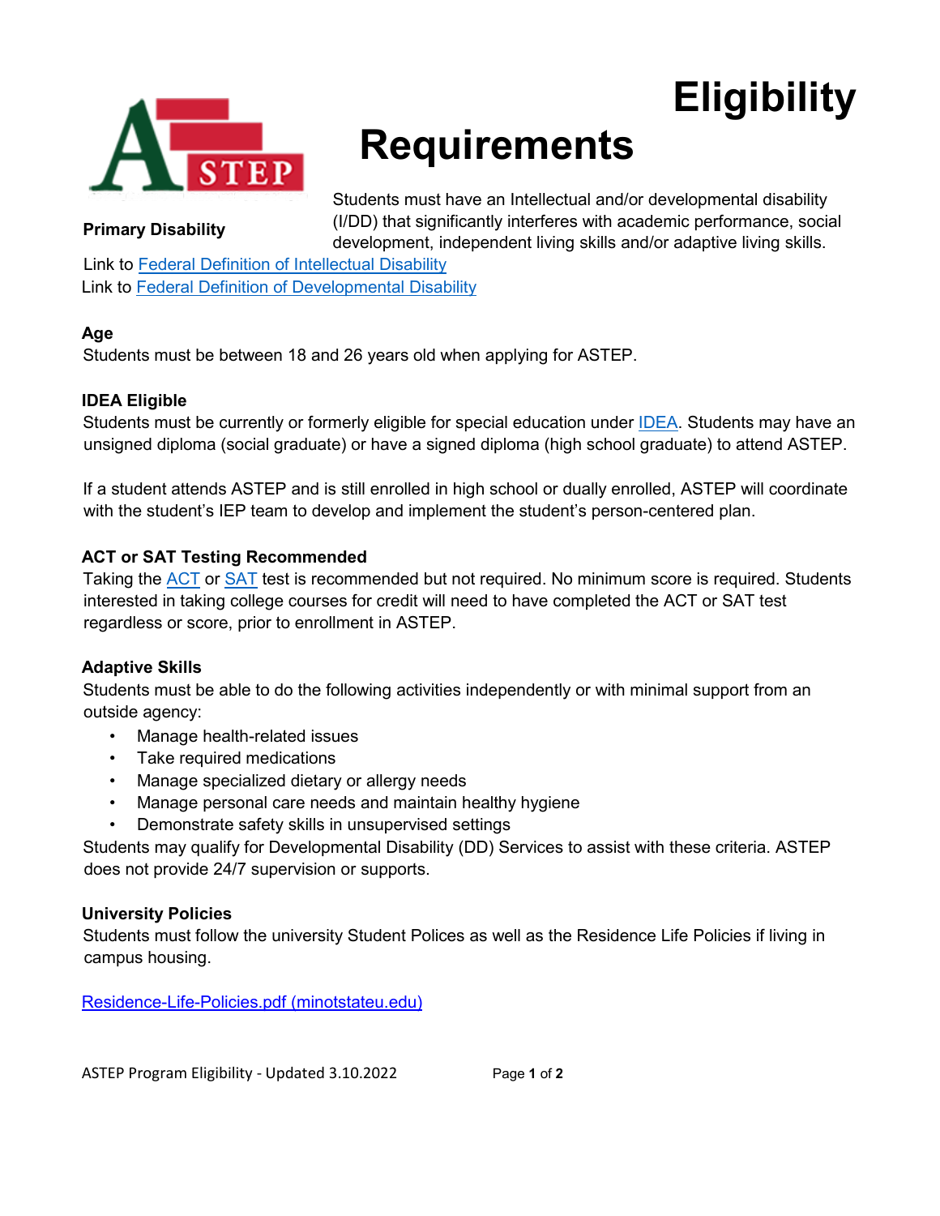# Eligibility Requirements

## Primary Disability

Students must have an Intellectual and/or developmental disability (I/DD) that significantly interferes with academic performance, social development, independent living skills and/or adaptive living skills.

Link to [Federal Definition of Intellectual Disability]()
Link to [Federal Definition of Developmental Disability]()

## Age

Students must be between 18 and 26 years old when applying for ASTEP.

## IDEA Eligible

Students must be currently or formerly eligible for special education under [IDEA](). Students may have an unsigned diploma (social graduate) or have a signed diploma (high school graduate) to attend ASTEP.

If a student attends ASTEP and is still enrolled in high school or dually enrolled, ASTEP will coordinate with the student's IEP team to develop and implement the student's person-centered plan.

## ACT or SAT Testing Recommended

Taking the [ACT]() or [SAT]() test is recommended but not required. No minimum score is required. Students interested in taking college courses for credit will need to have completed the ACT or SAT test regardless or score, prior to enrollment in ASTEP.

## Adaptive Skills

Students must be able to do the following activities independently or with minimal support from an outside agency:

- Manage health-related issues
- Take required medications
- Manage specialized dietary or allergy needs
- Manage personal care needs and maintain healthy hygiene
- Demonstrate safety skills in unsupervised settings

Students may qualify for Developmental Disability (DD) Services to assist with these criteria. ASTEP does not provide 24/7 supervision or supports.

## University Policies

Students must follow the university Student Polices as well as the Residence Life Policies if living in campus housing.

[Residence-Life-Policies.pdf (minotstateu.edu)]()

ASTEP Program Eligibility - Updated 3.10.2022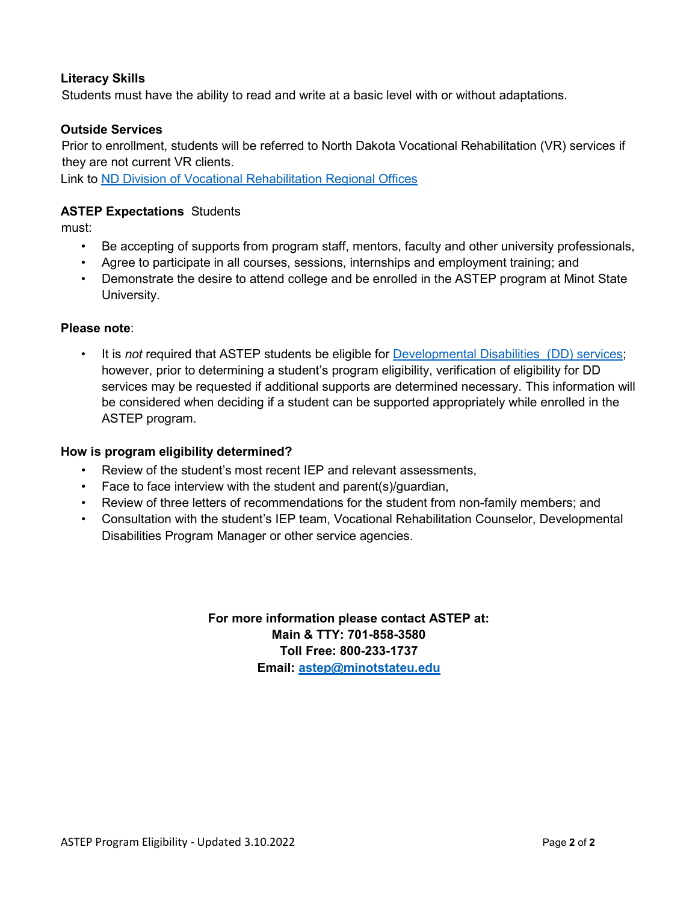**Literacy Skills**

Students must have the ability to read and write at a basic level with or without adaptations.

**Outside Services**

Prior to enrollment, students will be referred to North Dakota Vocational Rehabilitation (VR) services if they are not current VR clients.

Link to [ND Division of Vocational Rehabilitation Regional Offices]()

**ASTEP Expectations** Students must:

- Be accepting of supports from program staff, mentors, faculty and other university professionals,
- Agree to participate in all courses, sessions, internships and employment training; and
- Demonstrate the desire to attend college and be enrolled in the ASTEP program at Minot State University.

**Please note**:

- It is *not* required that ASTEP students be eligible for [Developmental Disabilities (DD) services](); however, prior to determining a student's program eligibility, verification of eligibility for DD services may be requested if additional supports are determined necessary. This information will be considered when deciding if a student can be supported appropriately while enrolled in the ASTEP program.

**How is program eligibility determined?**

- Review of the student's most recent IEP and relevant assessments,
- Face to face interview with the student and parent(s)/guardian,
- Review of three letters of recommendations for the student from non-family members; and
- Consultation with the student's IEP team, Vocational Rehabilitation Counselor, Developmental Disabilities Program Manager or other service agencies.

**For more information please contact ASTEP at:**
**Main & TTY: 701-858-3580**
**Toll Free: 800-233-1737**
**Email: [astep@minotstateu.edu](mailto:astep@minotstateu.edu)**

ASTEP Program Eligibility - Updated 3.10.2022